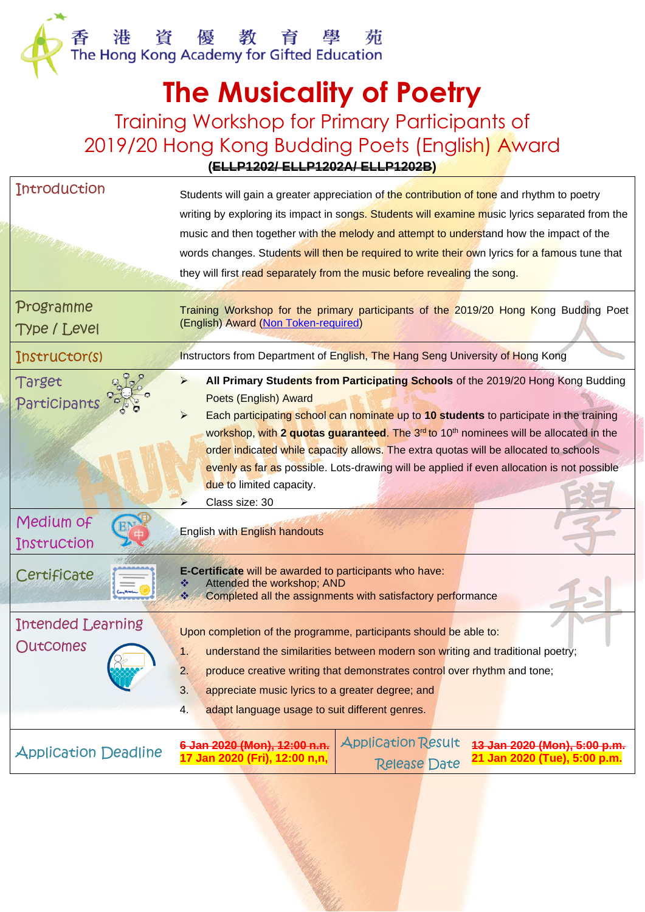香 港 資 優 教 育 學 苑
The Hong Kong Academy for Gifted Education

# The Musicality of Poetry

## Training Workshop for Primary Participants of 2019/20 Hong Kong Budding Poets (English) Award

**(~~ELLP1202/ ELLP1202A/ ELLP1202B~~)**

| | |
|---|---|
| Introduction | Students will gain a greater appreciation of the contribution of tone and rhythm to poetry writing by exploring its impact in songs. Students will examine music lyrics separated from the music and then together with the melody and attempt to understand how the impact of the words changes. Students will then be required to write their own lyrics for a famous tune that they will first read separately from the music before revealing the song. |
| Programme Type / Level | Training Workshop for the primary participants of the 2019/20 Hong Kong Budding Poet (English) Award (Non Token-required) |
| Instructor(s) | Instructors from Department of English, The Hang Seng University of Hong Kong |
| Target Participants | ➢ **All Primary Students from Participating Schools** of the 2019/20 Hong Kong Budding Poets (English) Award<br>➢ Each participating school can nominate up to **10 students** to participate in the training workshop, with **2 quotas guaranteed**. The 3rd to 10th nominees will be allocated in the order indicated while capacity allows. The extra quotas will be allocated to schools evenly as far as possible. Lots-drawing will be applied if even allocation is not possible due to limited capacity.<br>➢ Class size: 30 |
| Medium of Instruction | English with English handouts |
| Certificate | **E-Certificate** will be awarded to participants who have:<br>❖ Attended the workshop; AND<br>❖ Completed all the assignments with satisfactory performance |
| Intended Learning Outcomes | Upon completion of the programme, participants should be able to:<br>1. understand the similarities between modern son writing and traditional poetry;<br>2. produce creative writing that demonstrates control over rhythm and tone;<br>3. appreciate music lyrics to a greater degree; and<br>4. adapt language usage to suit different genres. |

| Application Deadline | ~~6 Jan 2020 (Mon), 12:00 n.n.~~<br>**17 Jan 2020 (Fri), 12:00 n,n,** | Application Result Release Date | ~~13 Jan 2020 (Mon), 5:00 p.m.~~<br>**21 Jan 2020 (Tue), 5:00 p.m.** |
|---|---|---|---|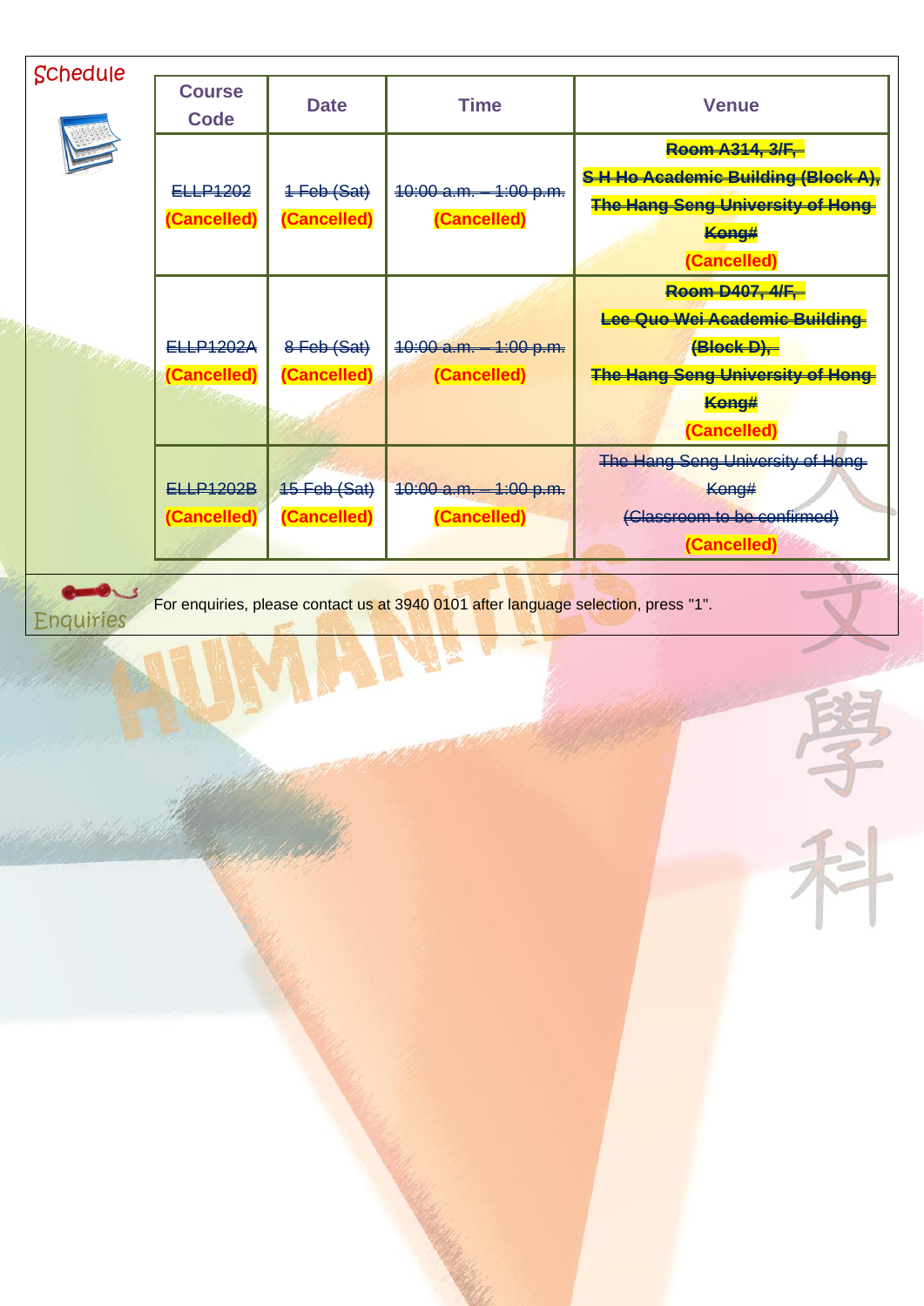## Schedule

| Course Code | Date | Time | Venue |
|---|---|---|---|
| ~~ELLP1202~~ **(Cancelled)** | ~~1 Feb (Sat)~~ **(Cancelled)** | ~~10:00 a.m. – 1:00 p.m.~~ **(Cancelled)** | ~~**Room A314, 3/F, S H Ho Academic Building (Block A), The Hang Seng University of Hong Kong#**~~ **(Cancelled)** |
| ~~ELLP1202A~~ **(Cancelled)** | ~~8 Feb (Sat)~~ **(Cancelled)** | ~~10:00 a.m. – 1:00 p.m.~~ **(Cancelled)** | ~~**Room D407, 4/F, Lee Quo Wei Academic Building (Block D), The Hang Seng University of Hong Kong#**~~ **(Cancelled)** |
| ~~ELLP1202B~~ **(Cancelled)** | ~~15 Feb (Sat)~~ **(Cancelled)** | ~~10:00 a.m. – 1:00 p.m.~~ **(Cancelled)** | ~~The Hang Seng University of Hong Kong# (Classroom to be confirmed)~~ **(Cancelled)** |

## Enquiries

For enquiries, please contact us at 3940 0101 after language selection, press "1".